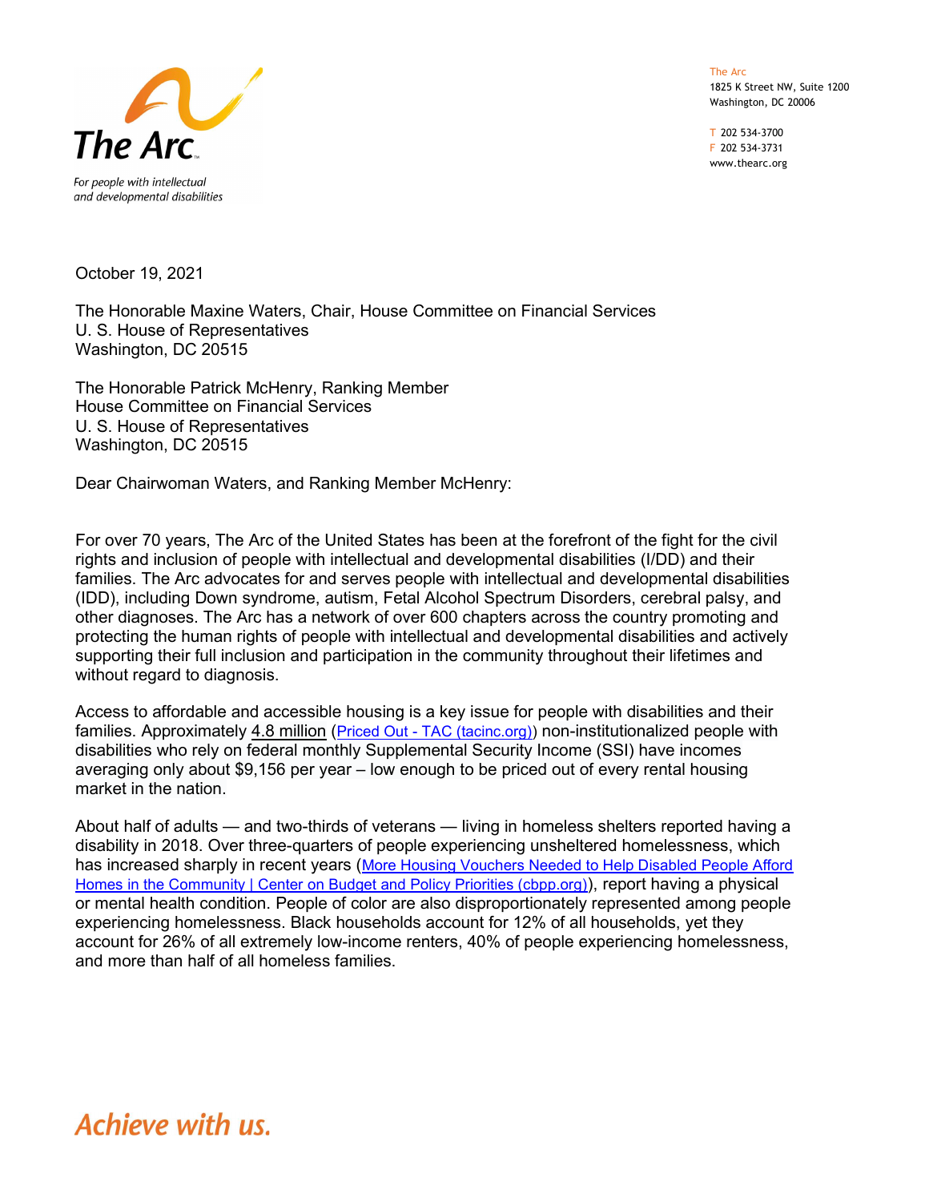The Arc

For people with intellectual and developmental disabilities

The Arc
1825 K Street NW, Suite 1200
Washington, DC 20006

T 202 534-3700
F 202 534-3731
www.thearc.org

October 19, 2021

The Honorable Maxine Waters, Chair, House Committee on Financial Services
U. S. House of Representatives
Washington, DC 20515

The Honorable Patrick McHenry, Ranking Member
House Committee on Financial Services
U. S. House of Representatives
Washington, DC 20515

Dear Chairwoman Waters, and Ranking Member McHenry:

For over 70 years, The Arc of the United States has been at the forefront of the fight for the civil rights and inclusion of people with intellectual and developmental disabilities (I/DD) and their families. The Arc advocates for and serves people with intellectual and developmental disabilities (IDD), including Down syndrome, autism, Fetal Alcohol Spectrum Disorders, cerebral palsy, and other diagnoses. The Arc has a network of over 600 chapters across the country promoting and protecting the human rights of people with intellectual and developmental disabilities and actively supporting their full inclusion and participation in the community throughout their lifetimes and without regard to diagnosis.

Access to affordable and accessible housing is a key issue for people with disabilities and their families. Approximately 4.8 million (Priced Out - TAC (tacinc.org)) non-institutionalized people with disabilities who rely on federal monthly Supplemental Security Income (SSI) have incomes averaging only about $9,156 per year – low enough to be priced out of every rental housing market in the nation.

About half of adults — and two-thirds of veterans — living in homeless shelters reported having a disability in 2018. Over three-quarters of people experiencing unsheltered homelessness, which has increased sharply in recent years (More Housing Vouchers Needed to Help Disabled People Afford Homes in the Community | Center on Budget and Policy Priorities (cbpp.org)), report having a physical or mental health condition. People of color are also disproportionately represented among people experiencing homelessness. Black households account for 12% of all households, yet they account for 26% of all extremely low-income renters, 40% of people experiencing homelessness, and more than half of all homeless families.

*Achieve with us.*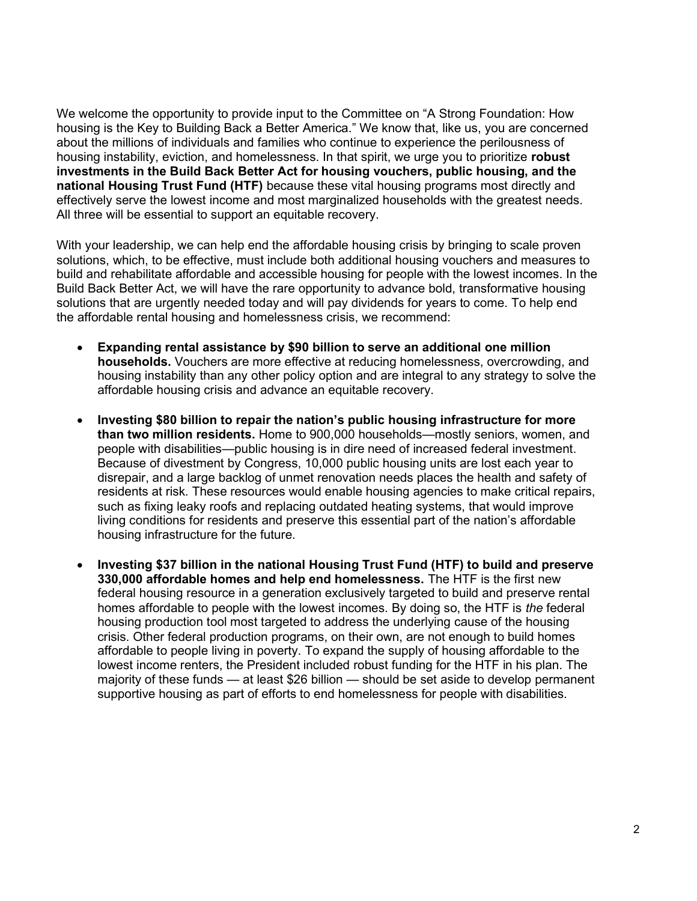We welcome the opportunity to provide input to the Committee on "A Strong Foundation: How housing is the Key to Building Back a Better America." We know that, like us, you are concerned about the millions of individuals and families who continue to experience the perilousness of housing instability, eviction, and homelessness. In that spirit, we urge you to prioritize **robust investments in the Build Back Better Act for housing vouchers, public housing, and the national Housing Trust Fund (HTF)** because these vital housing programs most directly and effectively serve the lowest income and most marginalized households with the greatest needs. All three will be essential to support an equitable recovery.

With your leadership, we can help end the affordable housing crisis by bringing to scale proven solutions, which, to be effective, must include both additional housing vouchers and measures to build and rehabilitate affordable and accessible housing for people with the lowest incomes. In the Build Back Better Act, we will have the rare opportunity to advance bold, transformative housing solutions that are urgently needed today and will pay dividends for years to come. To help end the affordable rental housing and homelessness crisis, we recommend:

- **Expanding rental assistance by $90 billion to serve an additional one million households.** Vouchers are more effective at reducing homelessness, overcrowding, and housing instability than any other policy option and are integral to any strategy to solve the affordable housing crisis and advance an equitable recovery.

- **Investing $80 billion to repair the nation's public housing infrastructure for more than two million residents.** Home to 900,000 households—mostly seniors, women, and people with disabilities—public housing is in dire need of increased federal investment. Because of divestment by Congress, 10,000 public housing units are lost each year to disrepair, and a large backlog of unmet renovation needs places the health and safety of residents at risk. These resources would enable housing agencies to make critical repairs, such as fixing leaky roofs and replacing outdated heating systems, that would improve living conditions for residents and preserve this essential part of the nation's affordable housing infrastructure for the future.

- **Investing $37 billion in the national Housing Trust Fund (HTF) to build and preserve 330,000 affordable homes and help end homelessness.** The HTF is the first new federal housing resource in a generation exclusively targeted to build and preserve rental homes affordable to people with the lowest incomes. By doing so, the HTF is *the* federal housing production tool most targeted to address the underlying cause of the housing crisis. Other federal production programs, on their own, are not enough to build homes affordable to people living in poverty. To expand the supply of housing affordable to the lowest income renters, the President included robust funding for the HTF in his plan. The majority of these funds — at least $26 billion — should be set aside to develop permanent supportive housing as part of efforts to end homelessness for people with disabilities.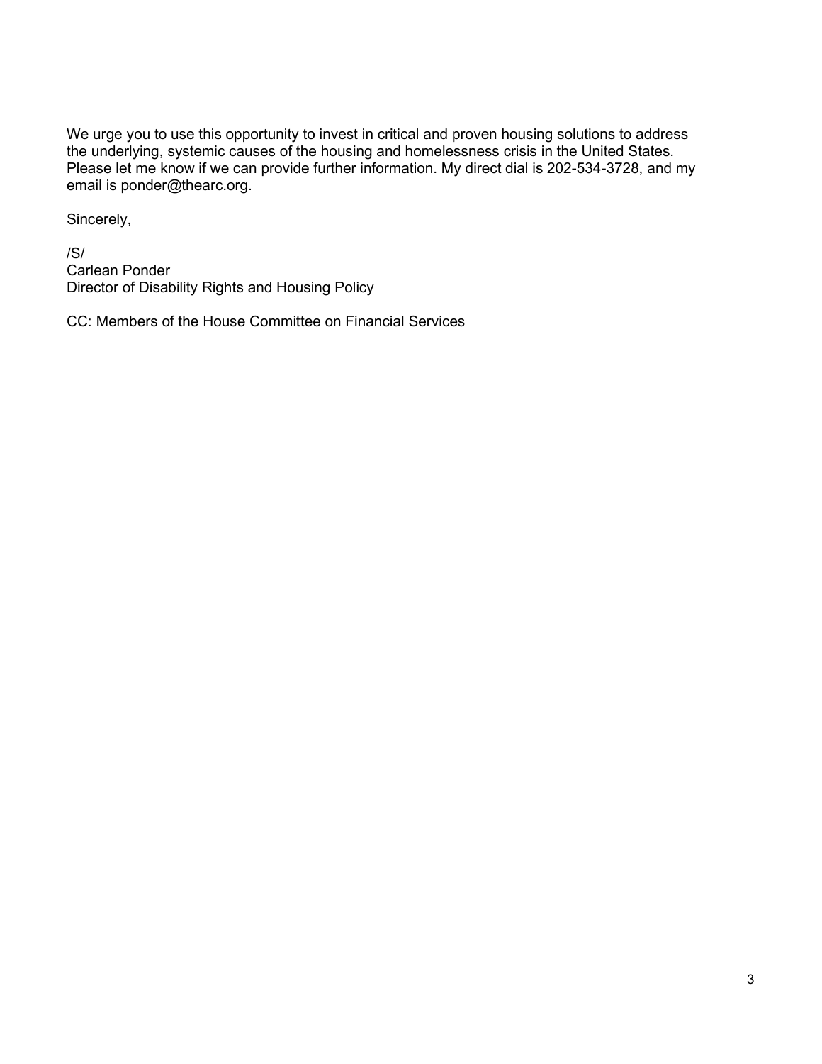We urge you to use this opportunity to invest in critical and proven housing solutions to address the underlying, systemic causes of the housing and homelessness crisis in the United States. Please let me know if we can provide further information. My direct dial is 202-534-3728, and my email is ponder@thearc.org.

Sincerely,

/S/
Carlean Ponder
Director of Disability Rights and Housing Policy

CC: Members of the House Committee on Financial Services